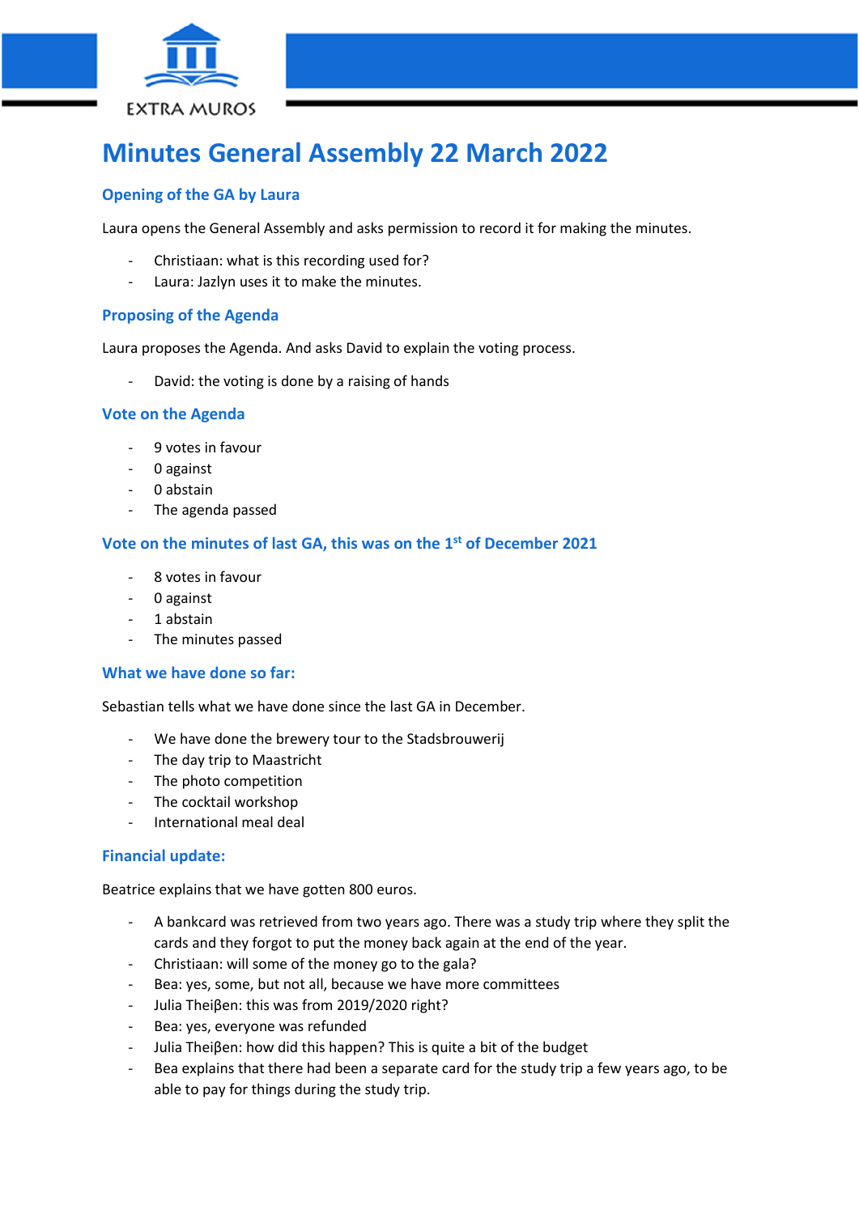EXTRA MUROS

# Minutes General Assembly 22 March 2022

## Opening of the GA by Laura

Laura opens the General Assembly and asks permission to record it for making the minutes.

- Christiaan: what is this recording used for?
- Laura: Jazlyn uses it to make the minutes.

## Proposing of the Agenda

Laura proposes the Agenda. And asks David to explain the voting process.

- David: the voting is done by a raising of hands

## Vote on the Agenda

- 9 votes in favour
- 0 against
- 0 abstain
- The agenda passed

## Vote on the minutes of last GA, this was on the 1st of December 2021

- 8 votes in favour
- 0 against
- 1 abstain
- The minutes passed

## What we have done so far:

Sebastian tells what we have done since the last GA in December.

- We have done the brewery tour to the Stadsbrouwerij
- The day trip to Maastricht
- The photo competition
- The cocktail workshop
- International meal deal

## Financial update:

Beatrice explains that we have gotten 800 euros.

- A bankcard was retrieved from two years ago. There was a study trip where they split the cards and they forgot to put the money back again at the end of the year.
- Christiaan: will some of the money go to the gala?
- Bea: yes, some, but not all, because we have more committees
- Julia Theiβen: this was from 2019/2020 right?
- Bea: yes, everyone was refunded
- Julia Theiβen: how did this happen? This is quite a bit of the budget
- Bea explains that there had been a separate card for the study trip a few years ago, to be able to pay for things during the study trip.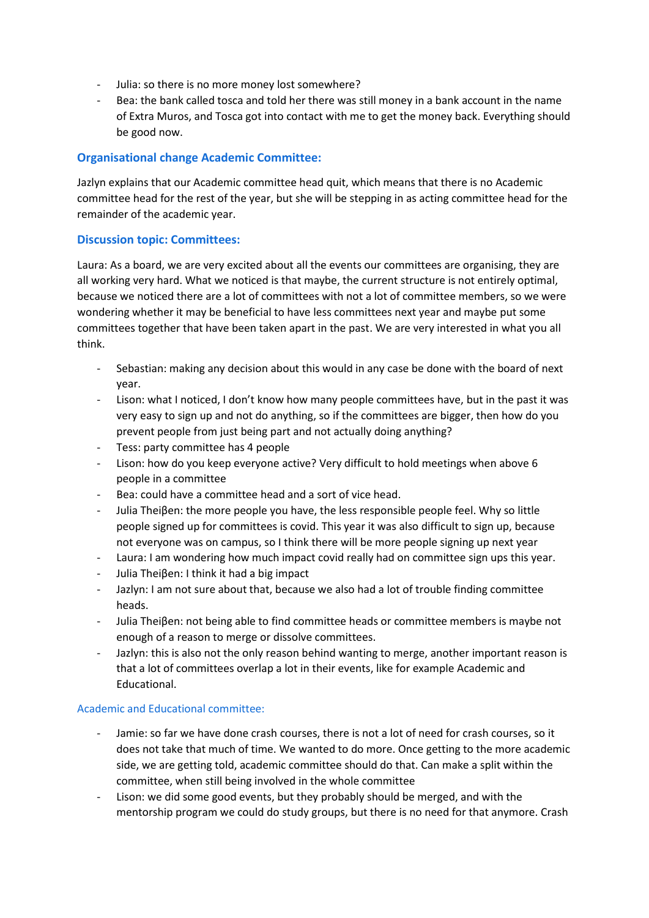- Julia: so there is no more money lost somewhere?
- Bea: the bank called tosca and told her there was still money in a bank account in the name of Extra Muros, and Tosca got into contact with me to get the money back. Everything should be good now.

## Organisational change Academic Committee:

Jazlyn explains that our Academic committee head quit, which means that there is no Academic committee head for the rest of the year, but she will be stepping in as acting committee head for the remainder of the academic year.

## Discussion topic: Committees:

Laura: As a board, we are very excited about all the events our committees are organising, they are all working very hard. What we noticed is that maybe, the current structure is not entirely optimal, because we noticed there are a lot of committees with not a lot of committee members, so we were wondering whether it may be beneficial to have less committees next year and maybe put some committees together that have been taken apart in the past. We are very interested in what you all think.

- Sebastian: making any decision about this would in any case be done with the board of next year.
- Lison: what I noticed, I don't know how many people committees have, but in the past it was very easy to sign up and not do anything, so if the committees are bigger, then how do you prevent people from just being part and not actually doing anything?
- Tess: party committee has 4 people
- Lison: how do you keep everyone active? Very difficult to hold meetings when above 6 people in a committee
- Bea: could have a committee head and a sort of vice head.
- Julia Theiβen: the more people you have, the less responsible people feel. Why so little people signed up for committees is covid. This year it was also difficult to sign up, because not everyone was on campus, so I think there will be more people signing up next year
- Laura: I am wondering how much impact covid really had on committee sign ups this year.
- Julia Theiβen: I think it had a big impact
- Jazlyn: I am not sure about that, because we also had a lot of trouble finding committee heads.
- Julia Theiβen: not being able to find committee heads or committee members is maybe not enough of a reason to merge or dissolve committees.
- Jazlyn: this is also not the only reason behind wanting to merge, another important reason is that a lot of committees overlap a lot in their events, like for example Academic and Educational.

### Academic and Educational committee:

- Jamie: so far we have done crash courses, there is not a lot of need for crash courses, so it does not take that much of time. We wanted to do more. Once getting to the more academic side, we are getting told, academic committee should do that. Can make a split within the committee, when still being involved in the whole committee
- Lison: we did some good events, but they probably should be merged, and with the mentorship program we could do study groups, but there is no need for that anymore. Crash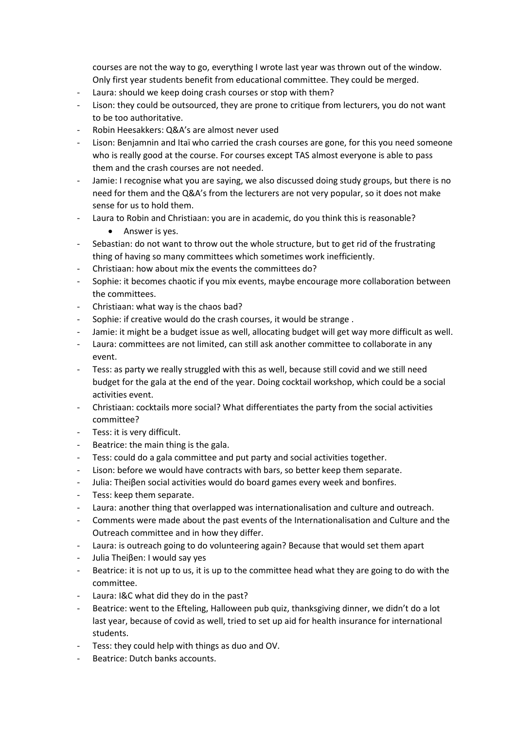courses are not the way to go, everything I wrote last year was thrown out of the window. Only first year students benefit from educational committee. They could be merged.

- Laura: should we keep doing crash courses or stop with them?
- Lison: they could be outsourced, they are prone to critique from lecturers, you do not want to be too authoritative.
- Robin Heesakkers: Q&A's are almost never used
- Lison: Benjamnin and Itaï who carried the crash courses are gone, for this you need someone who is really good at the course. For courses except TAS almost everyone is able to pass them and the crash courses are not needed.
- Jamie: I recognise what you are saying, we also discussed doing study groups, but there is no need for them and the Q&A's from the lecturers are not very popular, so it does not make sense for us to hold them.
- Laura to Robin and Christiaan: you are in academic, do you think this is reasonable?
    - Answer is yes.
- Sebastian: do not want to throw out the whole structure, but to get rid of the frustrating thing of having so many committees which sometimes work inefficiently.
- Christiaan: how about mix the events the committees do?
- Sophie: it becomes chaotic if you mix events, maybe encourage more collaboration between the committees.
- Christiaan: what way is the chaos bad?
- Sophie: if creative would do the crash courses, it would be strange .
- Jamie: it might be a budget issue as well, allocating budget will get way more difficult as well.
- Laura: committees are not limited, can still ask another committee to collaborate in any event.
- Tess: as party we really struggled with this as well, because still covid and we still need budget for the gala at the end of the year. Doing cocktail workshop, which could be a social activities event.
- Christiaan: cocktails more social? What differentiates the party from the social activities committee?
- Tess: it is very difficult.
- Beatrice: the main thing is the gala.
- Tess: could do a gala committee and put party and social activities together.
- Lison: before we would have contracts with bars, so better keep them separate.
- Julia: Theiβen social activities would do board games every week and bonfires.
- Tess: keep them separate.
- Laura: another thing that overlapped was internationalisation and culture and outreach.
- Comments were made about the past events of the Internationalisation and Culture and the Outreach committee and in how they differ.
- Laura: is outreach going to do volunteering again? Because that would set them apart
- Julia Theiβen: I would say yes
- Beatrice: it is not up to us, it is up to the committee head what they are going to do with the committee.
- Laura: I&C what did they do in the past?
- Beatrice: went to the Efteling, Halloween pub quiz, thanksgiving dinner, we didn't do a lot last year, because of covid as well, tried to set up aid for health insurance for international students.
- Tess: they could help with things as duo and OV.
- Beatrice: Dutch banks accounts.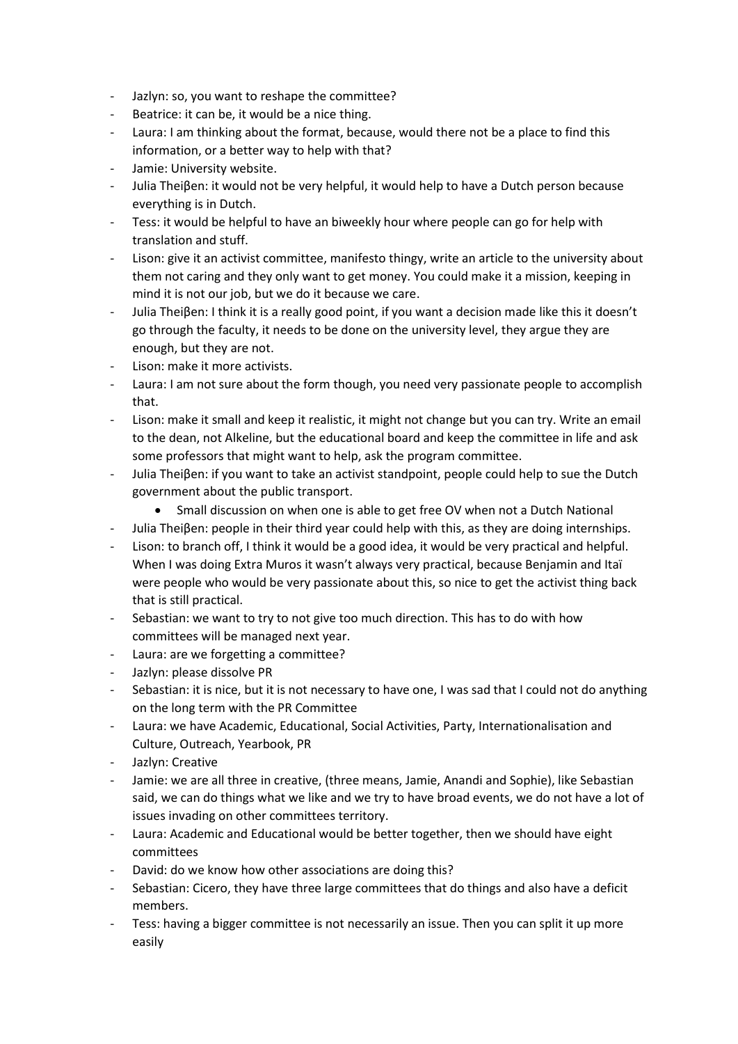- Jazlyn: so, you want to reshape the committee?
- Beatrice: it can be, it would be a nice thing.
- Laura: I am thinking about the format, because, would there not be a place to find this information, or a better way to help with that?
- Jamie: University website.
- Julia Theiβen: it would not be very helpful, it would help to have a Dutch person because everything is in Dutch.
- Tess: it would be helpful to have an biweekly hour where people can go for help with translation and stuff.
- Lison: give it an activist committee, manifesto thingy, write an article to the university about them not caring and they only want to get money. You could make it a mission, keeping in mind it is not our job, but we do it because we care.
- Julia Theiβen: I think it is a really good point, if you want a decision made like this it doesn't go through the faculty, it needs to be done on the university level, they argue they are enough, but they are not.
- Lison: make it more activists.
- Laura: I am not sure about the form though, you need very passionate people to accomplish that.
- Lison: make it small and keep it realistic, it might not change but you can try. Write an email to the dean, not Alkeline, but the educational board and keep the committee in life and ask some professors that might want to help, ask the program committee.
- Julia Theiβen: if you want to take an activist standpoint, people could help to sue the Dutch government about the public transport.
    - Small discussion on when one is able to get free OV when not a Dutch National
- Julia Theiβen: people in their third year could help with this, as they are doing internships.
- Lison: to branch off, I think it would be a good idea, it would be very practical and helpful. When I was doing Extra Muros it wasn't always very practical, because Benjamin and Itaï were people who would be very passionate about this, so nice to get the activist thing back that is still practical.
- Sebastian: we want to try to not give too much direction. This has to do with how committees will be managed next year.
- Laura: are we forgetting a committee?
- Jazlyn: please dissolve PR
- Sebastian: it is nice, but it is not necessary to have one, I was sad that I could not do anything on the long term with the PR Committee
- Laura: we have Academic, Educational, Social Activities, Party, Internationalisation and Culture, Outreach, Yearbook, PR
- Jazlyn: Creative
- Jamie: we are all three in creative, (three means, Jamie, Anandi and Sophie), like Sebastian said, we can do things what we like and we try to have broad events, we do not have a lot of issues invading on other committees territory.
- Laura: Academic and Educational would be better together, then we should have eight committees
- David: do we know how other associations are doing this?
- Sebastian: Cicero, they have three large committees that do things and also have a deficit members.
- Tess: having a bigger committee is not necessarily an issue. Then you can split it up more easily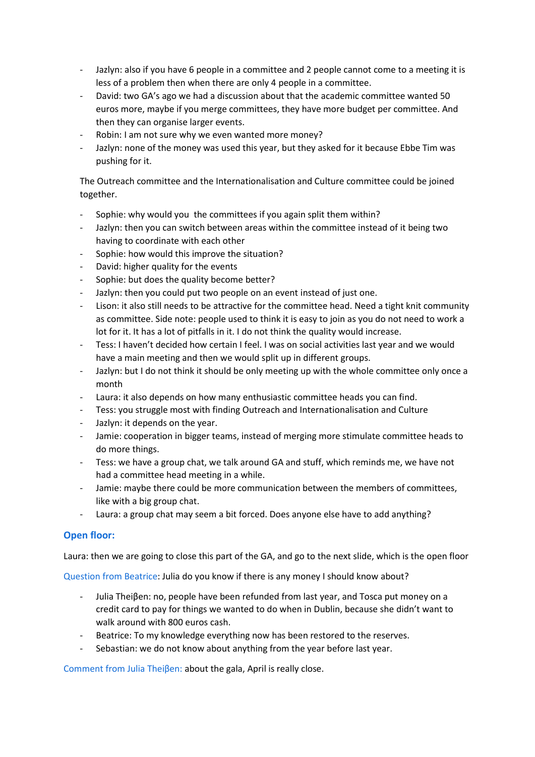- Jazlyn: also if you have 6 people in a committee and 2 people cannot come to a meeting it is less of a problem then when there are only 4 people in a committee.
- David: two GA's ago we had a discussion about that the academic committee wanted 50 euros more, maybe if you merge committees, they have more budget per committee. And then they can organise larger events.
- Robin: I am not sure why we even wanted more money?
- Jazlyn: none of the money was used this year, but they asked for it because Ebbe Tim was pushing for it.

The Outreach committee and the Internationalisation and Culture committee could be joined together.

- Sophie: why would you  the committees if you again split them within?
- Jazlyn: then you can switch between areas within the committee instead of it being two having to coordinate with each other
- Sophie: how would this improve the situation?
- David: higher quality for the events
- Sophie: but does the quality become better?
- Jazlyn: then you could put two people on an event instead of just one.
- Lison: it also still needs to be attractive for the committee head. Need a tight knit community as committee. Side note: people used to think it is easy to join as you do not need to work a lot for it. It has a lot of pitfalls in it. I do not think the quality would increase.
- Tess: I haven't decided how certain I feel. I was on social activities last year and we would have a main meeting and then we would split up in different groups.
- Jazlyn: but I do not think it should be only meeting up with the whole committee only once a month
- Laura: it also depends on how many enthusiastic committee heads you can find.
- Tess: you struggle most with finding Outreach and Internationalisation and Culture
- Jazlyn: it depends on the year.
- Jamie: cooperation in bigger teams, instead of merging more stimulate committee heads to do more things.
- Tess: we have a group chat, we talk around GA and stuff, which reminds me, we have not had a committee head meeting in a while.
- Jamie: maybe there could be more communication between the members of committees, like with a big group chat.
- Laura: a group chat may seem a bit forced. Does anyone else have to add anything?

## Open floor:

Laura: then we are going to close this part of the GA, and go to the next slide, which is the open floor

Question from Beatrice: Julia do you know if there is any money I should know about?

- Julia Theiβen: no, people have been refunded from last year, and Tosca put money on a credit card to pay for things we wanted to do when in Dublin, because she didn't want to walk around with 800 euros cash.
- Beatrice: To my knowledge everything now has been restored to the reserves.
- Sebastian: we do not know about anything from the year before last year.

Comment from Julia Theiβen: about the gala, April is really close.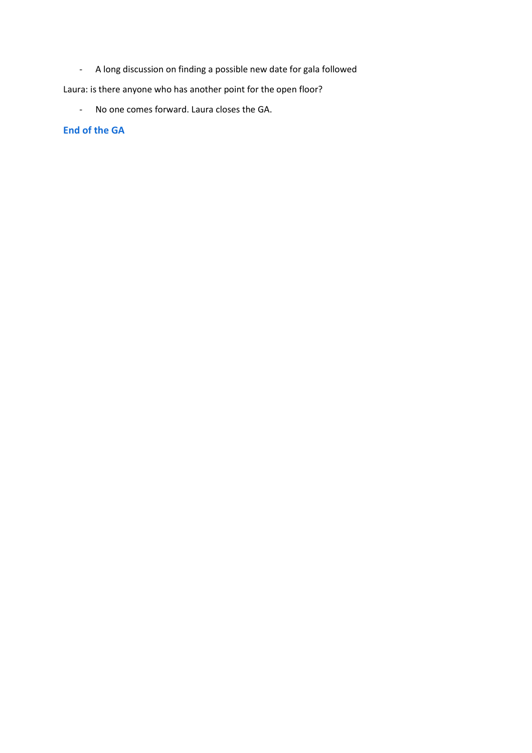- A long discussion on finding a possible new date for gala followed

Laura: is there anyone who has another point for the open floor?

- No one comes forward. Laura closes the GA.

## End of the GA